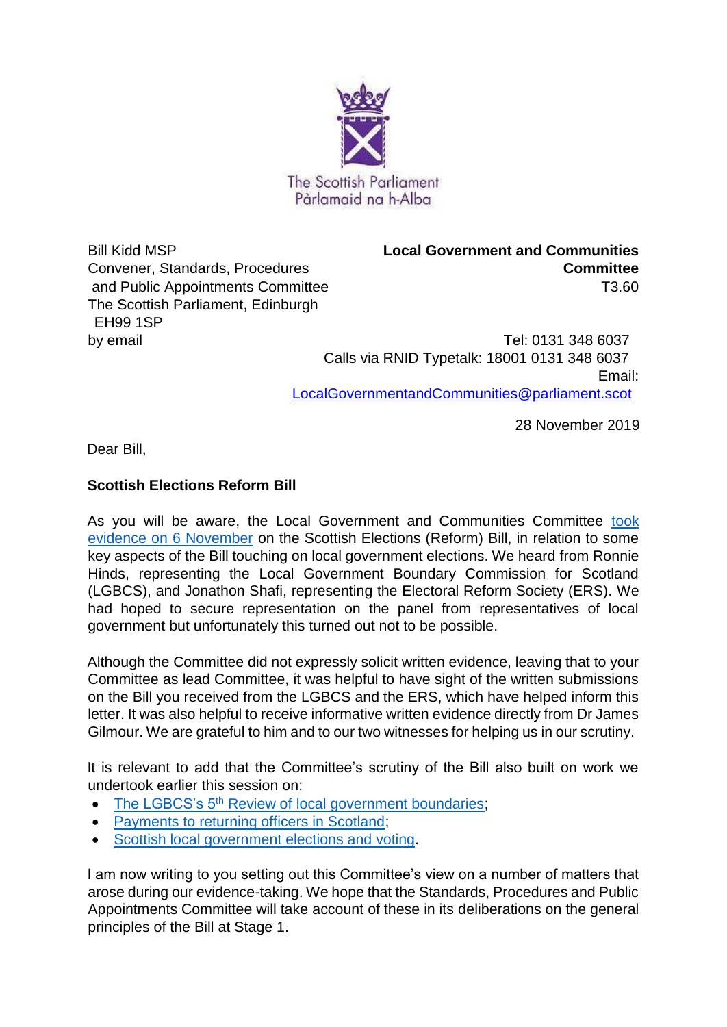The Scottish Parliament
Pàrlamaid na h-Alba

Bill Kidd MSP
Convener, Standards, Procedures and Public Appointments Committee
The Scottish Parliament, Edinburgh
EH99 1SP
by email

**Local Government and Communities Committee**
T3.60

Tel: 0131 348 6037
Calls via RNID Typetalk: 18001 0131 348 6037
Email: LocalGovernmentandCommunities@parliament.scot

28 November 2019

Dear Bill,

**Scottish Elections Reform Bill**

As you will be aware, the Local Government and Communities Committee took evidence on 6 November on the Scottish Elections (Reform) Bill, in relation to some key aspects of the Bill touching on local government elections. We heard from Ronnie Hinds, representing the Local Government Boundary Commission for Scotland (LGBCS), and Jonathon Shafi, representing the Electoral Reform Society (ERS). We had hoped to secure representation on the panel from representatives of local government but unfortunately this turned out not to be possible.

Although the Committee did not expressly solicit written evidence, leaving that to your Committee as lead Committee, it was helpful to have sight of the written submissions on the Bill you received from the LGBCS and the ERS, which have helped inform this letter. It was also helpful to receive informative written evidence directly from Dr James Gilmour. We are grateful to him and to our two witnesses for helping us in our scrutiny.

It is relevant to add that the Committee's scrutiny of the Bill also built on work we undertook earlier this session on:

- The LGBCS's 5th Review of local government boundaries;
- Payments to returning officers in Scotland;
- Scottish local government elections and voting.

I am now writing to you setting out this Committee's view on a number of matters that arose during our evidence-taking. We hope that the Standards, Procedures and Public Appointments Committee will take account of these in its deliberations on the general principles of the Bill at Stage 1.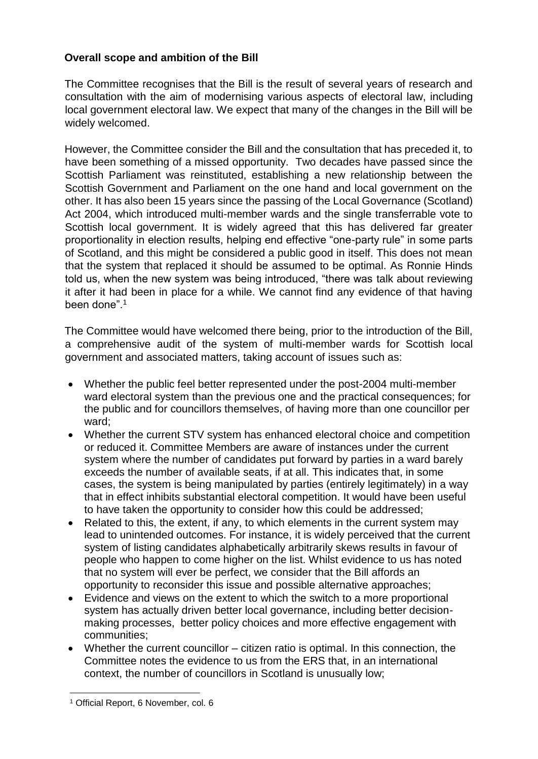**Overall scope and ambition of the Bill**

The Committee recognises that the Bill is the result of several years of research and consultation with the aim of modernising various aspects of electoral law, including local government electoral law. We expect that many of the changes in the Bill will be widely welcomed.

However, the Committee consider the Bill and the consultation that has preceded it, to have been something of a missed opportunity. Two decades have passed since the Scottish Parliament was reinstituted, establishing a new relationship between the Scottish Government and Parliament on the one hand and local government on the other. It has also been 15 years since the passing of the Local Governance (Scotland) Act 2004, which introduced multi-member wards and the single transferrable vote to Scottish local government. It is widely agreed that this has delivered far greater proportionality in election results, helping end effective "one-party rule" in some parts of Scotland, and this might be considered a public good in itself. This does not mean that the system that replaced it should be assumed to be optimal. As Ronnie Hinds told us, when the new system was being introduced, "there was talk about reviewing it after it had been in place for a while. We cannot find any evidence of that having been done".[1]

The Committee would have welcomed there being, prior to the introduction of the Bill, a comprehensive audit of the system of multi-member wards for Scottish local government and associated matters, taking account of issues such as:

- Whether the public feel better represented under the post-2004 multi-member ward electoral system than the previous one and the practical consequences; for the public and for councillors themselves, of having more than one councillor per ward;
- Whether the current STV system has enhanced electoral choice and competition or reduced it. Committee Members are aware of instances under the current system where the number of candidates put forward by parties in a ward barely exceeds the number of available seats, if at all. This indicates that, in some cases, the system is being manipulated by parties (entirely legitimately) in a way that in effect inhibits substantial electoral competition. It would have been useful to have taken the opportunity to consider how this could be addressed;
- Related to this, the extent, if any, to which elements in the current system may lead to unintended outcomes. For instance, it is widely perceived that the current system of listing candidates alphabetically arbitrarily skews results in favour of people who happen to come higher on the list. Whilst evidence to us has noted that no system will ever be perfect, we consider that the Bill affords an opportunity to reconsider this issue and possible alternative approaches;
- Evidence and views on the extent to which the switch to a more proportional system has actually driven better local governance, including better decision-making processes, better policy choices and more effective engagement with communities;
- Whether the current councillor – citizen ratio is optimal. In this connection, the Committee notes the evidence to us from the ERS that, in an international context, the number of councillors in Scotland is unusually low;

[1] Official Report, 6 November, col. 6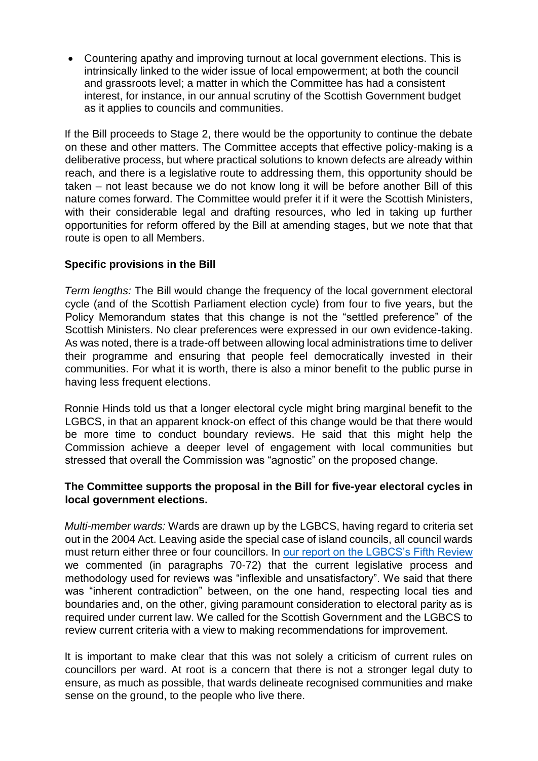- Countering apathy and improving turnout at local government elections. This is intrinsically linked to the wider issue of local empowerment; at both the council and grassroots level; a matter in which the Committee has had a consistent interest, for instance, in our annual scrutiny of the Scottish Government budget as it applies to councils and communities.

If the Bill proceeds to Stage 2, there would be the opportunity to continue the debate on these and other matters. The Committee accepts that effective policy-making is a deliberative process, but where practical solutions to known defects are already within reach, and there is a legislative route to addressing them, this opportunity should be taken – not least because we do not know long it will be before another Bill of this nature comes forward. The Committee would prefer it if it were the Scottish Ministers, with their considerable legal and drafting resources, who led in taking up further opportunities for reform offered by the Bill at amending stages, but we note that that route is open to all Members.

**Specific provisions in the Bill**

*Term lengths:* The Bill would change the frequency of the local government electoral cycle (and of the Scottish Parliament election cycle) from four to five years, but the Policy Memorandum states that this change is not the "settled preference" of the Scottish Ministers. No clear preferences were expressed in our own evidence-taking. As was noted, there is a trade-off between allowing local administrations time to deliver their programme and ensuring that people feel democratically invested in their communities. For what it is worth, there is also a minor benefit to the public purse in having less frequent elections.

Ronnie Hinds told us that a longer electoral cycle might bring marginal benefit to the LGBCS, in that an apparent knock-on effect of this change would be that there would be more time to conduct boundary reviews. He said that this might help the Commission achieve a deeper level of engagement with local communities but stressed that overall the Commission was "agnostic" on the proposed change.

**The Committee supports the proposal in the Bill for five-year electoral cycles in local government elections.**

*Multi-member wards:* Wards are drawn up by the LGBCS, having regard to criteria set out in the 2004 Act. Leaving aside the special case of island councils, all council wards must return either three or four councillors. In our report on the LGBCS's Fifth Review we commented (in paragraphs 70-72) that the current legislative process and methodology used for reviews was "inflexible and unsatisfactory". We said that there was "inherent contradiction" between, on the one hand, respecting local ties and boundaries and, on the other, giving paramount consideration to electoral parity as is required under current law. We called for the Scottish Government and the LGBCS to review current criteria with a view to making recommendations for improvement.

It is important to make clear that this was not solely a criticism of current rules on councillors per ward. At root is a concern that there is not a stronger legal duty to ensure, as much as possible, that wards delineate recognised communities and make sense on the ground, to the people who live there.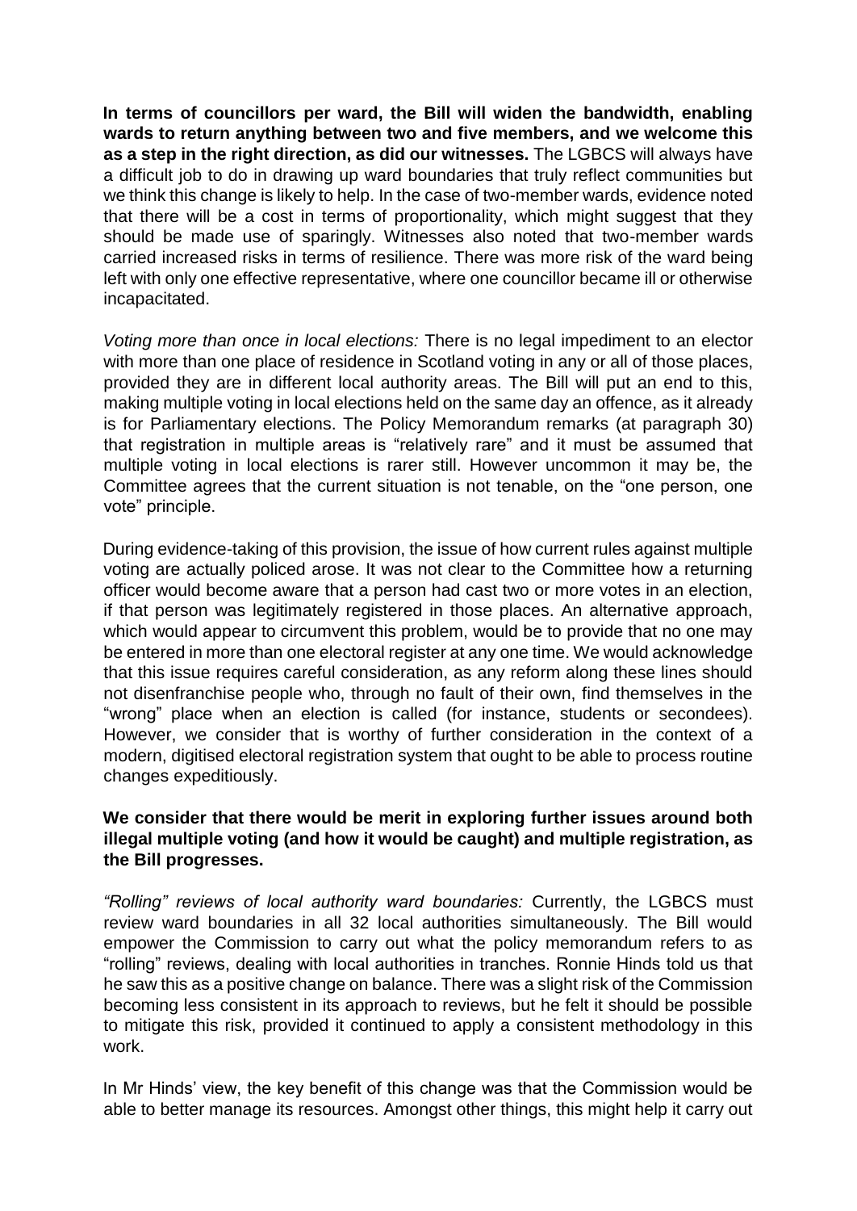**In terms of councillors per ward, the Bill will widen the bandwidth, enabling wards to return anything between two and five members, and we welcome this as a step in the right direction, as did our witnesses.** The LGBCS will always have a difficult job to do in drawing up ward boundaries that truly reflect communities but we think this change is likely to help. In the case of two-member wards, evidence noted that there will be a cost in terms of proportionality, which might suggest that they should be made use of sparingly. Witnesses also noted that two-member wards carried increased risks in terms of resilience. There was more risk of the ward being left with only one effective representative, where one councillor became ill or otherwise incapacitated.

*Voting more than once in local elections:* There is no legal impediment to an elector with more than one place of residence in Scotland voting in any or all of those places, provided they are in different local authority areas. The Bill will put an end to this, making multiple voting in local elections held on the same day an offence, as it already is for Parliamentary elections. The Policy Memorandum remarks (at paragraph 30) that registration in multiple areas is "relatively rare" and it must be assumed that multiple voting in local elections is rarer still. However uncommon it may be, the Committee agrees that the current situation is not tenable, on the "one person, one vote" principle.

During evidence-taking of this provision, the issue of how current rules against multiple voting are actually policed arose. It was not clear to the Committee how a returning officer would become aware that a person had cast two or more votes in an election, if that person was legitimately registered in those places. An alternative approach, which would appear to circumvent this problem, would be to provide that no one may be entered in more than one electoral register at any one time. We would acknowledge that this issue requires careful consideration, as any reform along these lines should not disenfranchise people who, through no fault of their own, find themselves in the "wrong" place when an election is called (for instance, students or secondees). However, we consider that is worthy of further consideration in the context of a modern, digitised electoral registration system that ought to be able to process routine changes expeditiously.

**We consider that there would be merit in exploring further issues around both illegal multiple voting (and how it would be caught) and multiple registration, as the Bill progresses.**

*"Rolling" reviews of local authority ward boundaries:* Currently, the LGBCS must review ward boundaries in all 32 local authorities simultaneously. The Bill would empower the Commission to carry out what the policy memorandum refers to as "rolling" reviews, dealing with local authorities in tranches. Ronnie Hinds told us that he saw this as a positive change on balance. There was a slight risk of the Commission becoming less consistent in its approach to reviews, but he felt it should be possible to mitigate this risk, provided it continued to apply a consistent methodology in this work.

In Mr Hinds' view, the key benefit of this change was that the Commission would be able to better manage its resources. Amongst other things, this might help it carry out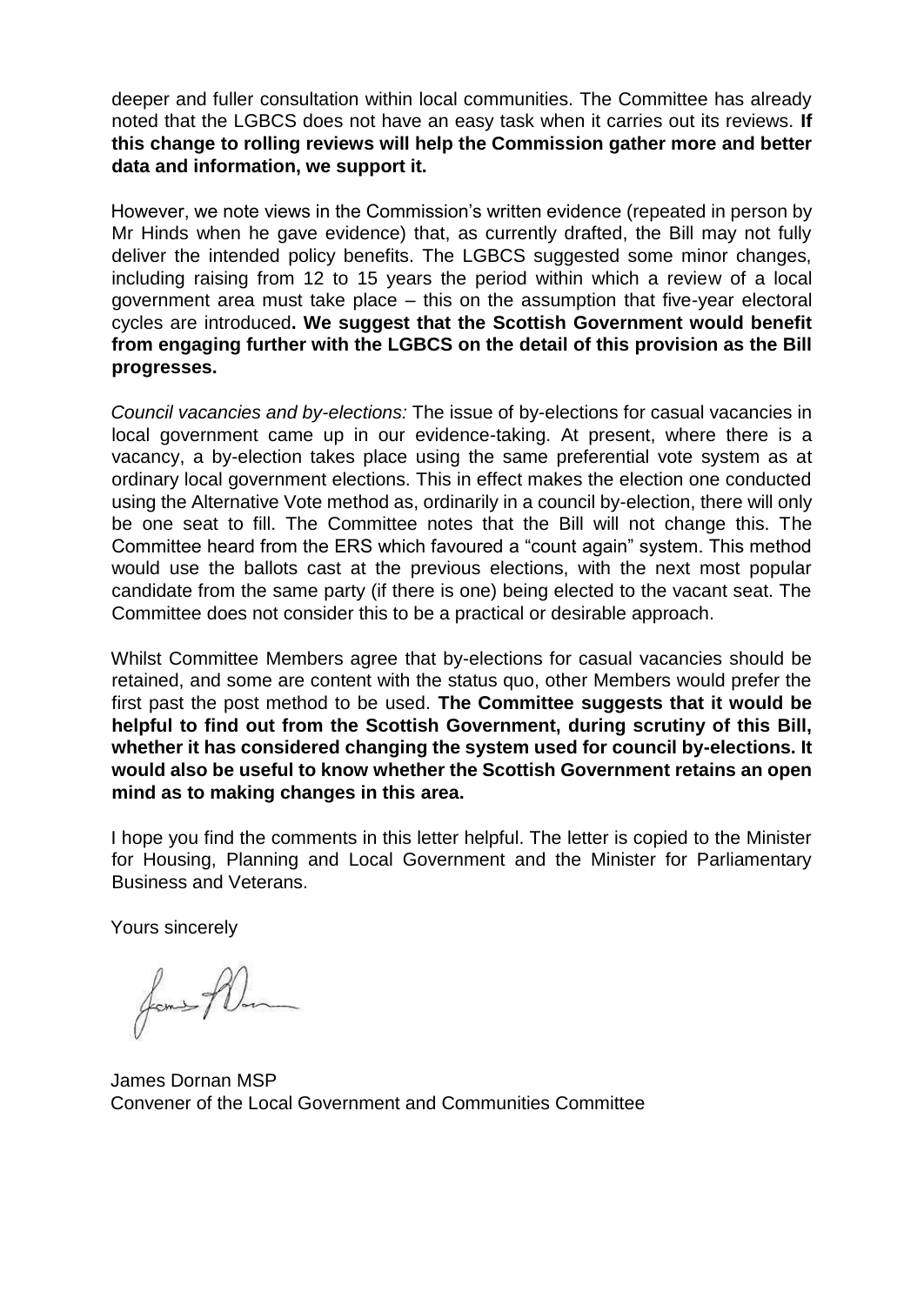deeper and fuller consultation within local communities. The Committee has already noted that the LGBCS does not have an easy task when it carries out its reviews. **If this change to rolling reviews will help the Commission gather more and better data and information, we support it.**

However, we note views in the Commission's written evidence (repeated in person by Mr Hinds when he gave evidence) that, as currently drafted, the Bill may not fully deliver the intended policy benefits. The LGBCS suggested some minor changes, including raising from 12 to 15 years the period within which a review of a local government area must take place – this on the assumption that five-year electoral cycles are introduced**. We suggest that the Scottish Government would benefit from engaging further with the LGBCS on the detail of this provision as the Bill progresses.**

*Council vacancies and by-elections:* The issue of by-elections for casual vacancies in local government came up in our evidence-taking. At present, where there is a vacancy, a by-election takes place using the same preferential vote system as at ordinary local government elections. This in effect makes the election one conducted using the Alternative Vote method as, ordinarily in a council by-election, there will only be one seat to fill. The Committee notes that the Bill will not change this. The Committee heard from the ERS which favoured a "count again" system. This method would use the ballots cast at the previous elections, with the next most popular candidate from the same party (if there is one) being elected to the vacant seat. The Committee does not consider this to be a practical or desirable approach.

Whilst Committee Members agree that by-elections for casual vacancies should be retained, and some are content with the status quo, other Members would prefer the first past the post method to be used. **The Committee suggests that it would be helpful to find out from the Scottish Government, during scrutiny of this Bill, whether it has considered changing the system used for council by-elections. It would also be useful to know whether the Scottish Government retains an open mind as to making changes in this area.**

I hope you find the comments in this letter helpful. The letter is copied to the Minister for Housing, Planning and Local Government and the Minister for Parliamentary Business and Veterans.

Yours sincerely

James Dornan MSP
Convener of the Local Government and Communities Committee